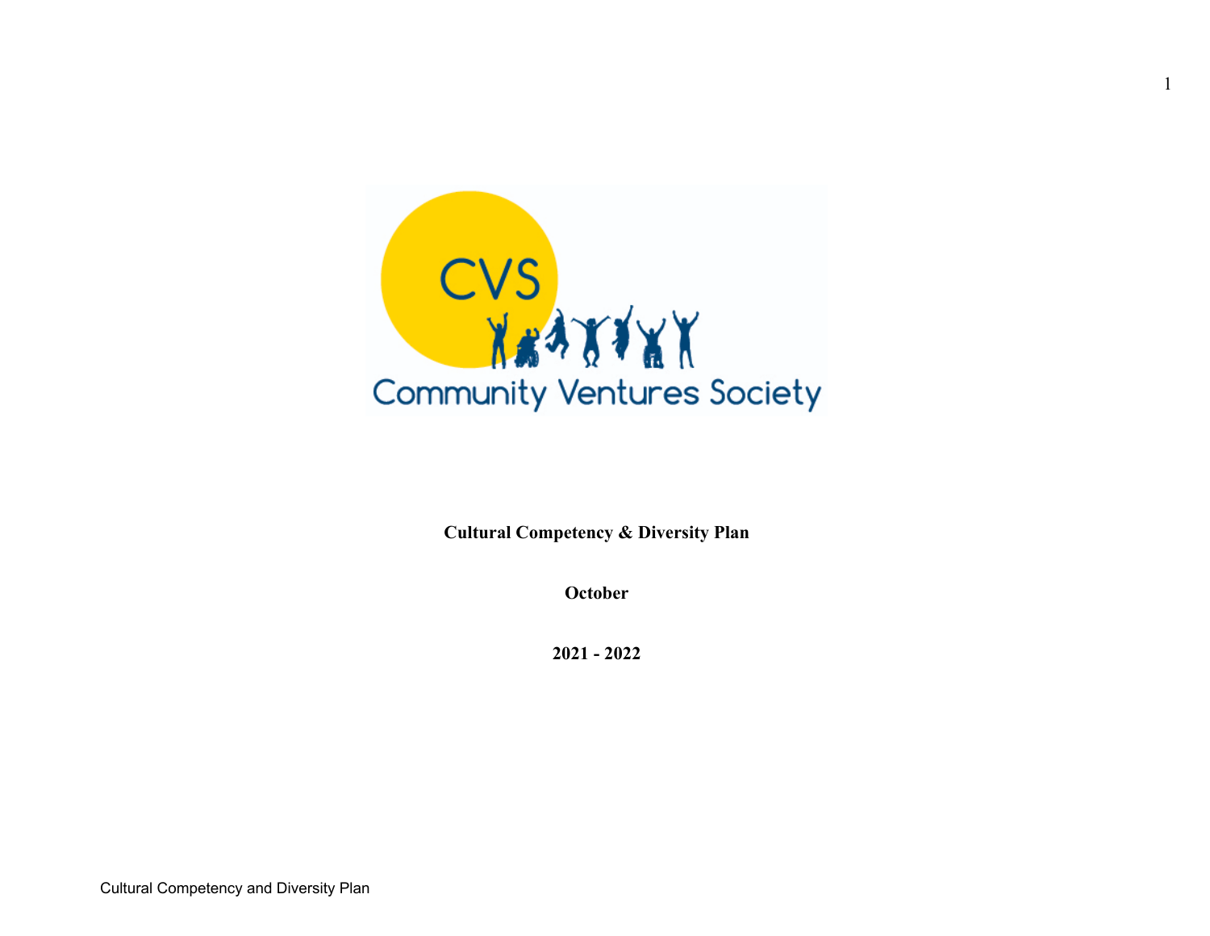CVS

Community Ventures Society

**Cultural Competency & Diversity Plan**

**October**

**2021 - 2022**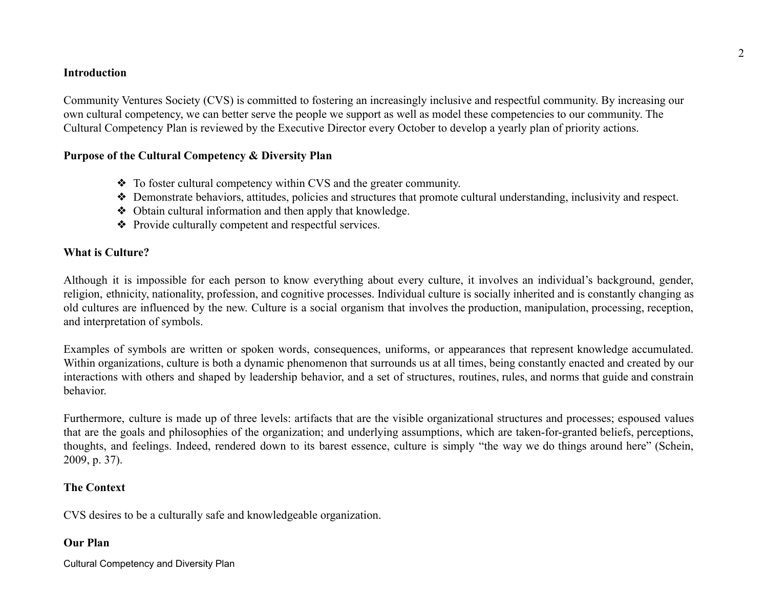**Introduction**

Community Ventures Society (CVS) is committed to fostering an increasingly inclusive and respectful community. By increasing our own cultural competency, we can better serve the people we support as well as model these competencies to our community. The Cultural Competency Plan is reviewed by the Executive Director every October to develop a yearly plan of priority actions.

**Purpose of the Cultural Competency & Diversity Plan**

- To foster cultural competency within CVS and the greater community.
- Demonstrate behaviors, attitudes, policies and structures that promote cultural understanding, inclusivity and respect.
- Obtain cultural information and then apply that knowledge.
- Provide culturally competent and respectful services.

**What is Culture?**

Although it is impossible for each person to know everything about every culture, it involves an individual's background, gender, religion, ethnicity, nationality, profession, and cognitive processes. Individual culture is socially inherited and is constantly changing as old cultures are influenced by the new. Culture is a social organism that involves the production, manipulation, processing, reception, and interpretation of symbols.

Examples of symbols are written or spoken words, consequences, uniforms, or appearances that represent knowledge accumulated. Within organizations, culture is both a dynamic phenomenon that surrounds us at all times, being constantly enacted and created by our interactions with others and shaped by leadership behavior, and a set of structures, routines, rules, and norms that guide and constrain behavior.

Furthermore, culture is made up of three levels: artifacts that are the visible organizational structures and processes; espoused values that are the goals and philosophies of the organization; and underlying assumptions, which are taken-for-granted beliefs, perceptions, thoughts, and feelings. Indeed, rendered down to its barest essence, culture is simply "the way we do things around here" (Schein, 2009, p. 37).

**The Context**

CVS desires to be a culturally safe and knowledgeable organization.

**Our Plan**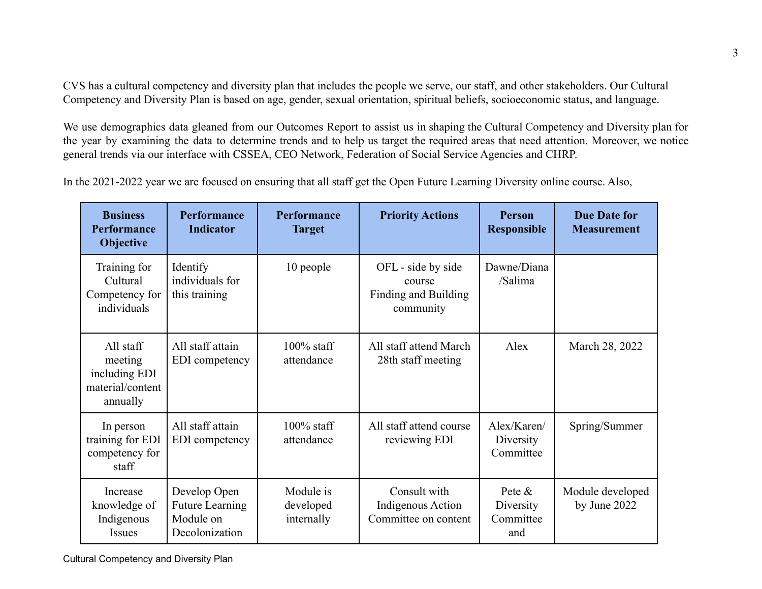CVS has a cultural competency and diversity plan that includes the people we serve, our staff, and other stakeholders. Our Cultural Competency and Diversity Plan is based on age, gender, sexual orientation, spiritual beliefs, socioeconomic status, and language.

We use demographics data gleaned from our Outcomes Report to assist us in shaping the Cultural Competency and Diversity plan for the year by examining the data to determine trends and to help us target the required areas that need attention. Moreover, we notice general trends via our interface with CSSEA, CEO Network, Federation of Social Service Agencies and CHRP.

In the 2021-2022 year we are focused on ensuring that all staff get the Open Future Learning Diversity online course. Also,

| Business Performance Objective | Performance Indicator | Performance Target | Priority Actions | Person Responsible | Due Date for Measurement |
|---|---|---|---|---|---|
| Training for Cultural Competency for individuals | Identify individuals for this training | 10 people | OFL - side by side course<br>Finding and Building community | Dawne/Diana /Salima | |
| All staff meeting including EDI material/content annually | All staff attain EDI competency | 100% staff attendance | All staff attend March 28th staff meeting | Alex | March 28, 2022 |
| In person training for EDI competency for staff | All staff attain EDI competency | 100% staff attendance | All staff attend course reviewing EDI | Alex/Karen/ Diversity Committee | Spring/Summer |
| Increase knowledge of Indigenous Issues | Develop Open Future Learning Module on Decolonization | Module is developed internally | Consult with Indigenous Action Committee on content | Pete & Diversity Committee and | Module developed by June 2022 |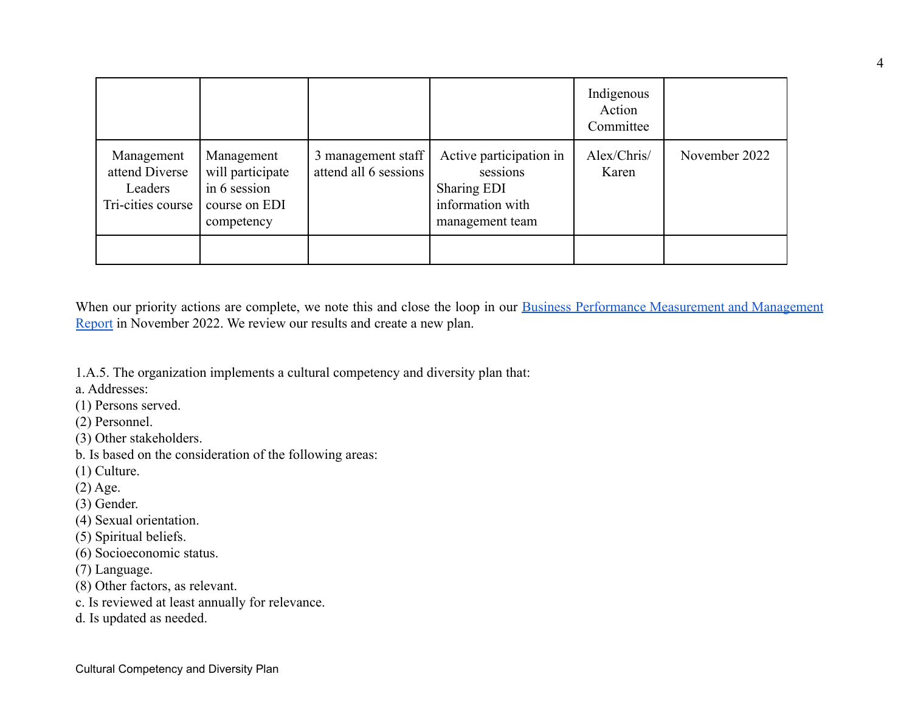| | | | | | |
|---|---|---|---|---|---|
| | | | | Indigenous Action Committee | |
| Management attend Diverse Leaders Tri-cities course | Management will participate in 6 session course on EDI competency | 3 management staff attend all 6 sessions | Active participation in sessions<br>Sharing EDI information with management team | Alex/Chris/ Karen | November 2022 |
| | | | | | |

When our priority actions are complete, we note this and close the loop in our Business Performance Measurement and Management Report in November 2022. We review our results and create a new plan.

1.A.5. The organization implements a cultural competency and diversity plan that:
a. Addresses:
(1) Persons served.
(2) Personnel.
(3) Other stakeholders.
b. Is based on the consideration of the following areas:
(1) Culture.
(2) Age.
(3) Gender.
(4) Sexual orientation.
(5) Spiritual beliefs.
(6) Socioeconomic status.
(7) Language.
(8) Other factors, as relevant.
c. Is reviewed at least annually for relevance.
d. Is updated as needed.